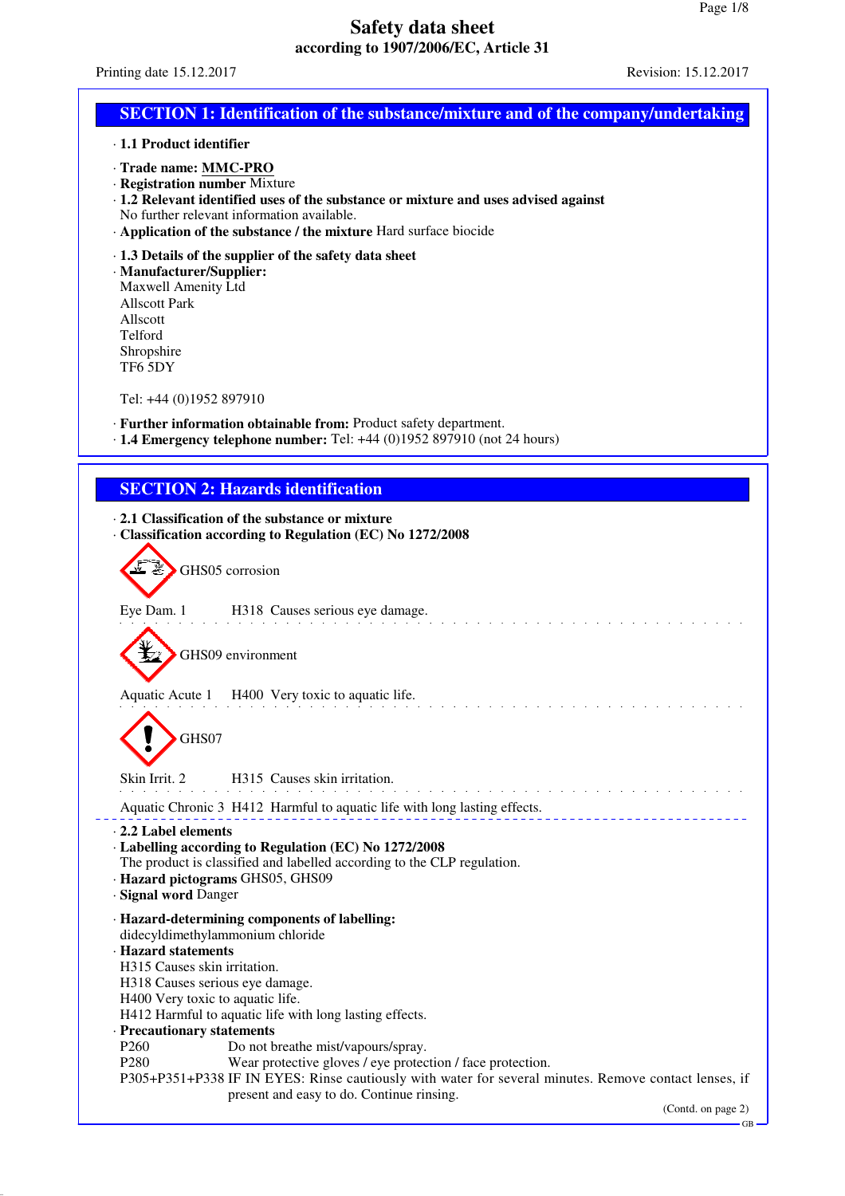# Safety data sheet
**according to 1907/2006/EC, Article 31**

Printing date 15.12.2017 Revision: 15.12.2017

## SECTION 1: Identification of the substance/mixture and of the company/undertaking

· **1.1 Product identifier**

· **Trade name: MMC-PRO**
· **Registration number** Mixture
· **1.2 Relevant identified uses of the substance or mixture and uses advised against**
No further relevant information available.
· **Application of the substance / the mixture** Hard surface biocide

· **1.3 Details of the supplier of the safety data sheet**
· **Manufacturer/Supplier:**
Maxwell Amenity Ltd
Allscott Park
Allscott
Telford
Shropshire
TF6 5DY

Tel: +44 (0)1952 897910

· **Further information obtainable from:** Product safety department.
· **1.4 Emergency telephone number:** Tel: +44 (0)1952 897910 (not 24 hours)

## SECTION 2: Hazards identification

· **2.1 Classification of the substance or mixture**
· **Classification according to Regulation (EC) No 1272/2008**

GHS05 corrosion

Eye Dam. 1 H318 Causes serious eye damage.

GHS09 environment

Aquatic Acute 1 H400 Very toxic to aquatic life.

GHS07

Skin Irrit. 2 H315 Causes skin irritation.

Aquatic Chronic 3 H412 Harmful to aquatic life with long lasting effects.

· **2.2 Label elements**
· **Labelling according to Regulation (EC) No 1272/2008**
The product is classified and labelled according to the CLP regulation.
· **Hazard pictograms** GHS05, GHS09
· **Signal word** Danger

· **Hazard-determining components of labelling:**
didecyldimethylammonium chloride
· **Hazard statements**
H315 Causes skin irritation.
H318 Causes serious eye damage.
H400 Very toxic to aquatic life.
H412 Harmful to aquatic life with long lasting effects.
· **Precautionary statements**
P260 Do not breathe mist/vapours/spray.
P280 Wear protective gloves / eye protection / face protection.
P305+P351+P338 IF IN EYES: Rinse cautiously with water for several minutes. Remove contact lenses, if present and easy to do. Continue rinsing.

(Contd. on page 2)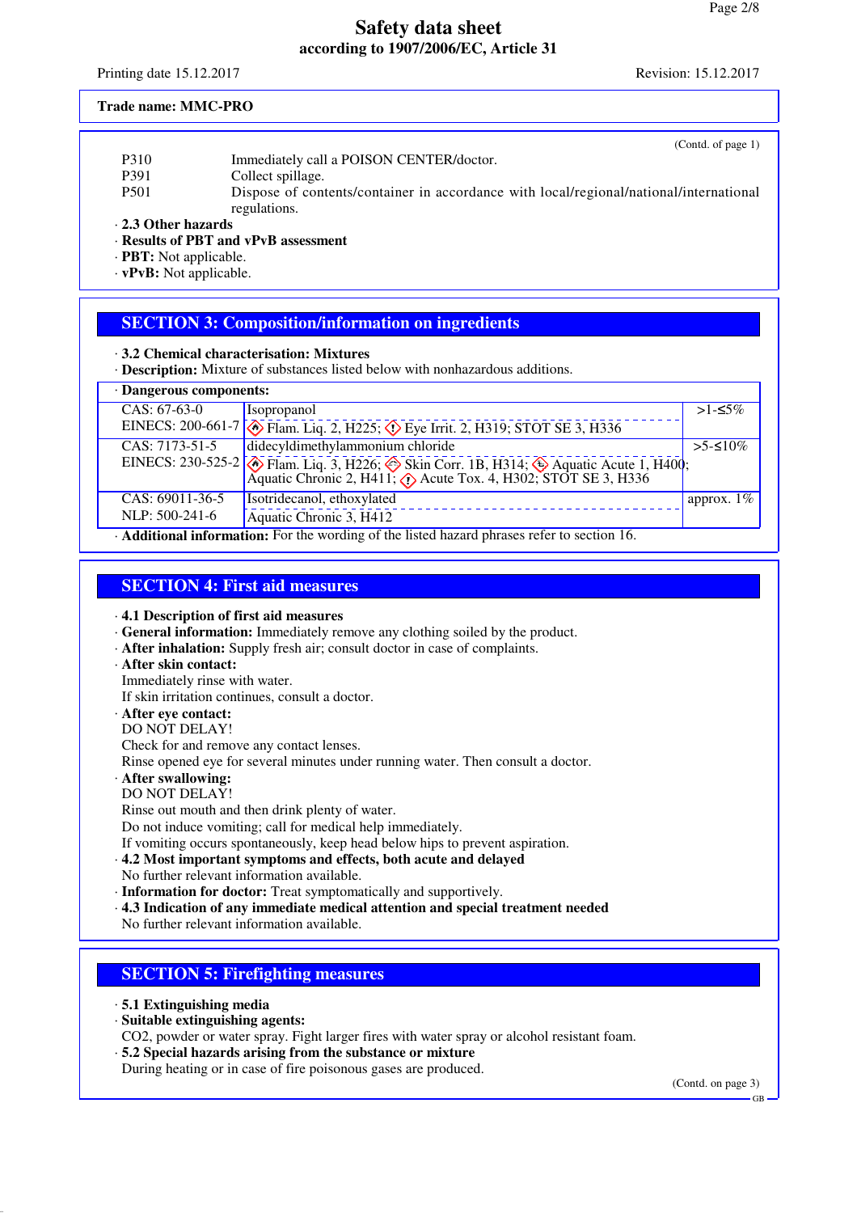**Trade name: MMC-PRO**

(Contd. of page 1)

| | |
|---|---|
| P310 | Immediately call a POISON CENTER/doctor. |
| P391 | Collect spillage. |
| P501 | Dispose of contents/container in accordance with local/regional/national/international regulations. |

· **2.3 Other hazards**
· **Results of PBT and vPvB assessment**
· **PBT:** Not applicable.
· **vPvB:** Not applicable.

## SECTION 3: Composition/information on ingredients

· **3.2 Chemical characterisation: Mixtures**
· **Description:** Mixture of substances listed below with nonhazardous additions.

· **Dangerous components:**

| | | |
|---|---|---|
| CAS: 67-63-0<br>EINECS: 200-661-7 | Isopropanol<br>Flam. Liq. 2, H225; Eye Irrit. 2, H319; STOT SE 3, H336 | >1-≤5% |
| CAS: 7173-51-5<br>EINECS: 230-525-2 | didecyldimethylammonium chloride<br>Flam. Liq. 3, H226; Skin Corr. 1B, H314; Aquatic Acute 1, H400; Aquatic Chronic 2, H411; Acute Tox. 4, H302; STOT SE 3, H336 | >5-≤10% |
| CAS: 69011-36-5<br>NLP: 500-241-6 | Isotridecanol, ethoxylated<br>Aquatic Chronic 3, H412 | approx. 1% |

· **Additional information:** For the wording of the listed hazard phrases refer to section 16.

## SECTION 4: First aid measures

· **4.1 Description of first aid measures**
· **General information:** Immediately remove any clothing soiled by the product.
· **After inhalation:** Supply fresh air; consult doctor in case of complaints.
· **After skin contact:**
Immediately rinse with water.
If skin irritation continues, consult a doctor.
· **After eye contact:**
DO NOT DELAY!
Check for and remove any contact lenses.
Rinse opened eye for several minutes under running water. Then consult a doctor.
· **After swallowing:**
DO NOT DELAY!
Rinse out mouth and then drink plenty of water.
Do not induce vomiting; call for medical help immediately.
If vomiting occurs spontaneously, keep head below hips to prevent aspiration.
· **4.2 Most important symptoms and effects, both acute and delayed**
No further relevant information available.
· **Information for doctor:** Treat symptomatically and supportively.
· **4.3 Indication of any immediate medical attention and special treatment needed**
No further relevant information available.

## SECTION 5: Firefighting measures

· **5.1 Extinguishing media**
· **Suitable extinguishing agents:**
CO2, powder or water spray. Fight larger fires with water spray or alcohol resistant foam.
· **5.2 Special hazards arising from the substance or mixture**
During heating or in case of fire poisonous gases are produced.

(Contd. on page 3)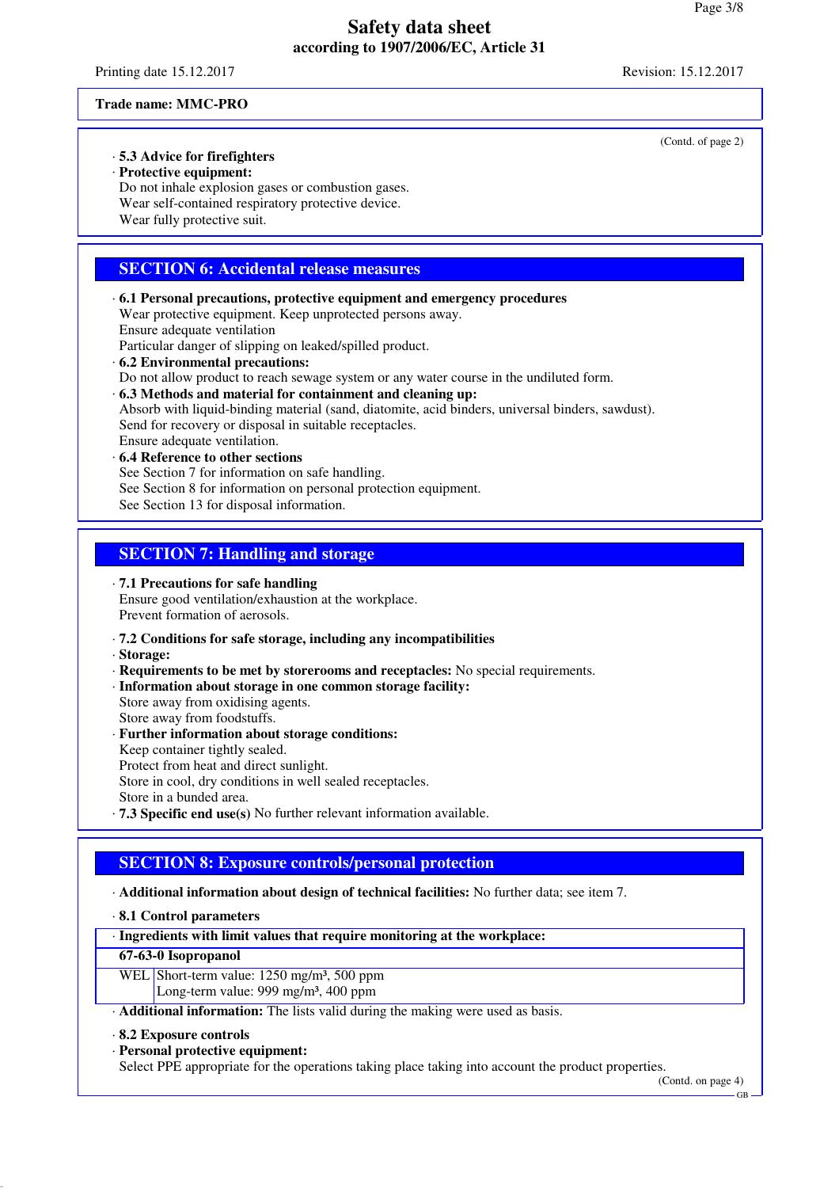**Trade name: MMC-PRO**

(Contd. of page 2)

· **5.3 Advice for firefighters**
· **Protective equipment:**
Do not inhale explosion gases or combustion gases.
Wear self-contained respiratory protective device.
Wear fully protective suit.

## SECTION 6: Accidental release measures

· **6.1 Personal precautions, protective equipment and emergency procedures**
Wear protective equipment. Keep unprotected persons away.
Ensure adequate ventilation
Particular danger of slipping on leaked/spilled product.
· **6.2 Environmental precautions:**
Do not allow product to reach sewage system or any water course in the undiluted form.
· **6.3 Methods and material for containment and cleaning up:**
Absorb with liquid-binding material (sand, diatomite, acid binders, universal binders, sawdust).
Send for recovery or disposal in suitable receptacles.
Ensure adequate ventilation.
· **6.4 Reference to other sections**
See Section 7 for information on safe handling.
See Section 8 for information on personal protection equipment.
See Section 13 for disposal information.

## SECTION 7: Handling and storage

· **7.1 Precautions for safe handling**
Ensure good ventilation/exhaustion at the workplace.
Prevent formation of aerosols.

· **7.2 Conditions for safe storage, including any incompatibilities**
· **Storage:**
· **Requirements to be met by storerooms and receptacles:** No special requirements.
· **Information about storage in one common storage facility:**
Store away from oxidising agents.
Store away from foodstuffs.
· **Further information about storage conditions:**
Keep container tightly sealed.
Protect from heat and direct sunlight.
Store in cool, dry conditions in well sealed receptacles.
Store in a bunded area.
· **7.3 Specific end use(s)** No further relevant information available.

## SECTION 8: Exposure controls/personal protection

· **Additional information about design of technical facilities:** No further data; see item 7.

· **8.1 Control parameters**

| · **Ingredients with limit values that require monitoring at the workplace:** | |
|---|---|
| **67-63-0 Isopropanol** | |
| WEL | Short-term value: 1250 mg/m³, 500 ppm<br>Long-term value: 999 mg/m³, 400 ppm |

· **Additional information:** The lists valid during the making were used as basis.

· **8.2 Exposure controls**
· **Personal protective equipment:**
Select PPE appropriate for the operations taking place taking into account the product properties.

(Contd. on page 4)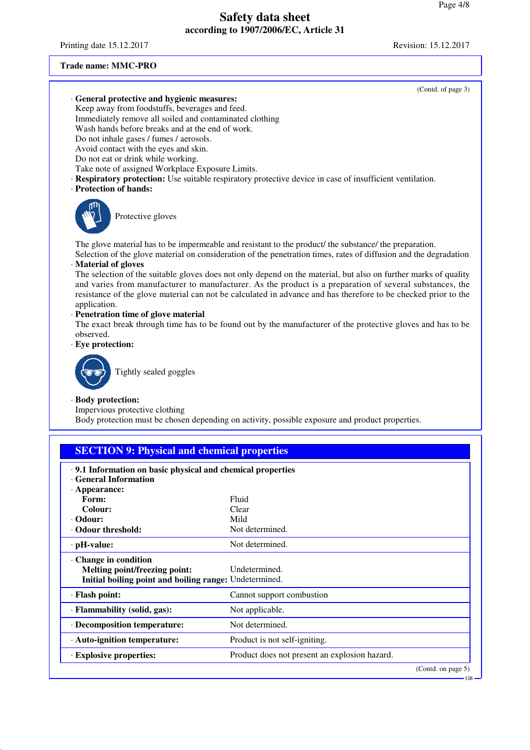Trade name: MMC-PRO

(Contd. of page 3)

· **General protective and hygienic measures:**
Keep away from foodstuffs, beverages and feed.
Immediately remove all soiled and contaminated clothing
Wash hands before breaks and at the end of work.
Do not inhale gases / fumes / aerosols.
Avoid contact with the eyes and skin.
Do not eat or drink while working.
Take note of assigned Workplace Exposure Limits.

· **Respiratory protection:** Use suitable respiratory protective device in case of insufficient ventilation.

· **Protection of hands:**

Protective gloves

The glove material has to be impermeable and resistant to the product/ the substance/ the preparation.
Selection of the glove material on consideration of the penetration times, rates of diffusion and the degradation

· **Material of gloves**
The selection of the suitable gloves does not only depend on the material, but also on further marks of quality and varies from manufacturer to manufacturer. As the product is a preparation of several substances, the resistance of the glove material can not be calculated in advance and has therefore to be checked prior to the application.

· **Penetration time of glove material**
The exact break through time has to be found out by the manufacturer of the protective gloves and has to be observed.

· **Eye protection:**

Tightly sealed goggles

· **Body protection:**
Impervious protective clothing
Body protection must be chosen depending on activity, possible exposure and product properties.

## SECTION 9: Physical and chemical properties

· **9.1 Information on basic physical and chemical properties**
· **General Information**

| | |
|---|---|
| · **Appearance:** | |
| **Form:** | Fluid |
| **Colour:** | Clear |
| · **Odour:** | Mild |
| · **Odour threshold:** | Not determined. |
| · **pH-value:** | Not determined. |
| · **Change in condition** | |
| **Melting point/freezing point:** | Undetermined. |
| **Initial boiling point and boiling range:** | Undetermined. |
| · **Flash point:** | Cannot support combustion |
| · **Flammability (solid, gas):** | Not applicable. |
| · **Decomposition temperature:** | Not determined. |
| · **Auto-ignition temperature:** | Product is not self-igniting. |
| · **Explosive properties:** | Product does not present an explosion hazard. |

(Contd. on page 5)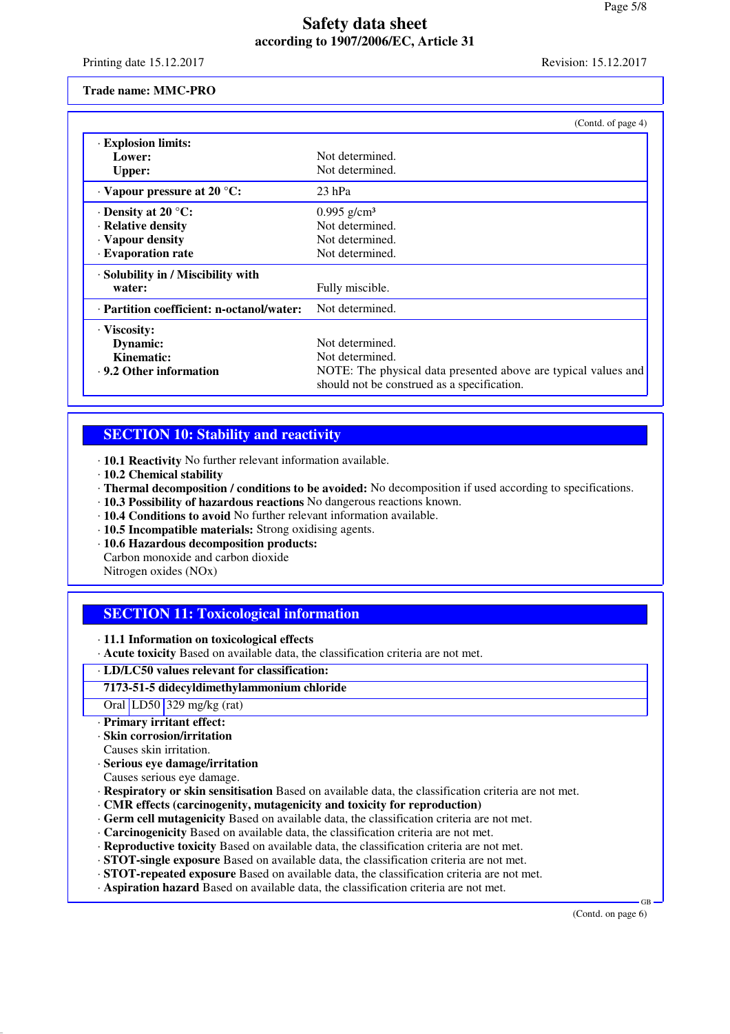Trade name: MMC-PRO

(Contd. of page 4)

| | |
|---|---|
| · **Explosion limits:** | |
| **Lower:** | Not determined. |
| **Upper:** | Not determined. |
| · **Vapour pressure at 20 °C:** | 23 hPa |
| · **Density at 20 °C:** | 0.995 g/cm³ |
| · **Relative density** | Not determined. |
| · **Vapour density** | Not determined. |
| · **Evaporation rate** | Not determined. |
| · **Solubility in / Miscibility with water:** | Fully miscible. |
| · **Partition coefficient: n-octanol/water:** | Not determined. |
| · **Viscosity:** | |
| **Dynamic:** | Not determined. |
| **Kinematic:** | Not determined. |
| · **9.2 Other information** | NOTE: The physical data presented above are typical values and should not be construed as a specification. |

## SECTION 10: Stability and reactivity

· **10.1 Reactivity** No further relevant information available.
· **10.2 Chemical stability**
· **Thermal decomposition / conditions to be avoided:** No decomposition if used according to specifications.
· **10.3 Possibility of hazardous reactions** No dangerous reactions known.
· **10.4 Conditions to avoid** No further relevant information available.
· **10.5 Incompatible materials:** Strong oxidising agents.
· **10.6 Hazardous decomposition products:**
Carbon monoxide and carbon dioxide
Nitrogen oxides (NOx)

## SECTION 11: Toxicological information

· **11.1 Information on toxicological effects**
· **Acute toxicity** Based on available data, the classification criteria are not met.

| · **LD/LC50 values relevant for classification:** | | |
|---|---|---|
| **7173-51-5 didecyldimethylammonium chloride** | | |
| Oral | LD50 | 329 mg/kg (rat) |

· **Primary irritant effect:**
· **Skin corrosion/irritation**
Causes skin irritation.
· **Serious eye damage/irritation**
Causes serious eye damage.
· **Respiratory or skin sensitisation** Based on available data, the classification criteria are not met.
· **CMR effects (carcinogenity, mutagenicity and toxicity for reproduction)**
· **Germ cell mutagenicity** Based on available data, the classification criteria are not met.
· **Carcinogenicity** Based on available data, the classification criteria are not met.
· **Reproductive toxicity** Based on available data, the classification criteria are not met.
· **STOT-single exposure** Based on available data, the classification criteria are not met.
· **STOT-repeated exposure** Based on available data, the classification criteria are not met.
· **Aspiration hazard** Based on available data, the classification criteria are not met.

(Contd. on page 6)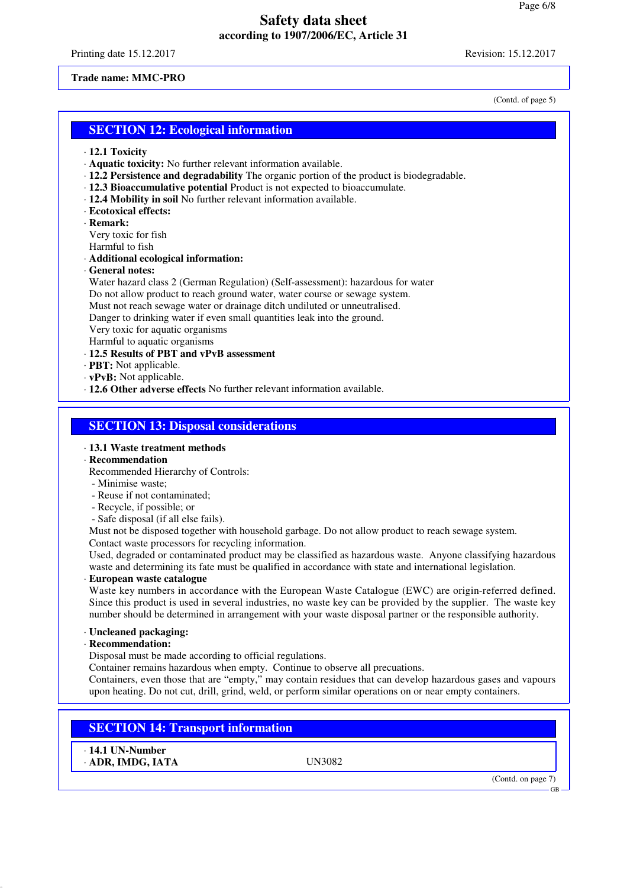Trade name: MMC-PRO

(Contd. of page 5)

## SECTION 12: Ecological information

· **12.1 Toxicity**
· **Aquatic toxicity:** No further relevant information available.
· **12.2 Persistence and degradability** The organic portion of the product is biodegradable.
· **12.3 Bioaccumulative potential** Product is not expected to bioaccumulate.
· **12.4 Mobility in soil** No further relevant information available.
· **Ecotoxical effects:**
· **Remark:**
Very toxic for fish
Harmful to fish
· **Additional ecological information:**
· **General notes:**
Water hazard class 2 (German Regulation) (Self-assessment): hazardous for water
Do not allow product to reach ground water, water course or sewage system.
Must not reach sewage water or drainage ditch undiluted or unneutralised.
Danger to drinking water if even small quantities leak into the ground.
Very toxic for aquatic organisms
Harmful to aquatic organisms
· **12.5 Results of PBT and vPvB assessment**
· **PBT:** Not applicable.
· **vPvB:** Not applicable.
· **12.6 Other adverse effects** No further relevant information available.

## SECTION 13: Disposal considerations

· **13.1 Waste treatment methods**
· **Recommendation**
Recommended Hierarchy of Controls:
- Minimise waste;
- Reuse if not contaminated;
- Recycle, if possible; or
- Safe disposal (if all else fails).

Must not be disposed together with household garbage. Do not allow product to reach sewage system.
Contact waste processors for recycling information.
Used, degraded or contaminated product may be classified as hazardous waste. Anyone classifying hazardous waste and determining its fate must be qualified in accordance with state and international legislation.
· **European waste catalogue**
Waste key numbers in accordance with the European Waste Catalogue (EWC) are origin-referred defined. Since this product is used in several industries, no waste key can be provided by the supplier. The waste key number should be determined in arrangement with your waste disposal partner or the responsible authority.

· **Uncleaned packaging:**
· **Recommendation:**
Disposal must be made according to official regulations.
Container remains hazardous when empty. Continue to observe all precautions.
Containers, even those that are “empty,” may contain residues that can develop hazardous gases and vapours upon heating. Do not cut, drill, grind, weld, or perform similar operations on or near empty containers.

## SECTION 14: Transport information

| | |
|---|---|
| · **14.1 UN-Number** | |
| · **ADR, IMDG, IATA** | UN3082 |

(Contd. on page 7)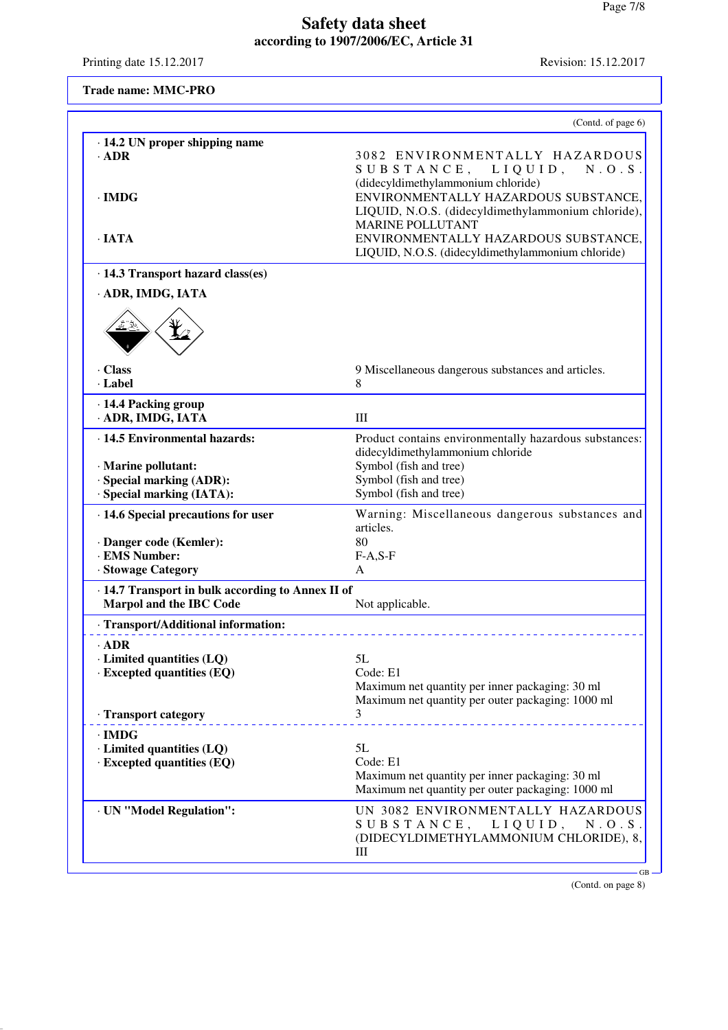# Safety data sheet
## according to 1907/2006/EC, Article 31

Printing date 15.12.2017 Revision: 15.12.2017

**Trade name: MMC-PRO**

(Contd. of page 6)

| | |
|---|---|
| · **14.2 UN proper shipping name** | |
| · **ADR** | 3082 ENVIRONMENTALLY HAZARDOUS SUBSTANCE, LIQUID, N.O.S. (didecyldimethylammonium chloride) |
| · **IMDG** | ENVIRONMENTALLY HAZARDOUS SUBSTANCE, LIQUID, N.O.S. (didecyldimethylammonium chloride), MARINE POLLUTANT |
| · **IATA** | ENVIRONMENTALLY HAZARDOUS SUBSTANCE, LIQUID, N.O.S. (didecyldimethylammonium chloride) |
| · **14.3 Transport hazard class(es)** | |
| · **ADR, IMDG, IATA** | |
| · **Class** | 9 Miscellaneous dangerous substances and articles. |
| · **Label** | 8 |
| · **14.4 Packing group** | |
| · **ADR, IMDG, IATA** | III |
| · **14.5 Environmental hazards:** | Product contains environmentally hazardous substances: didecyldimethylammonium chloride |
| · **Marine pollutant:** | Symbol (fish and tree) |
| · **Special marking (ADR):** | Symbol (fish and tree) |
| · **Special marking (IATA):** | Symbol (fish and tree) |
| · **14.6 Special precautions for user** | Warning: Miscellaneous dangerous substances and articles. |
| · **Danger code (Kemler):** | 80 |
| · **EMS Number:** | F-A,S-F |
| · **Stowage Category** | A |
| · **14.7 Transport in bulk according to Annex II of Marpol and the IBC Code** | Not applicable. |
| · **Transport/Additional information:** | |
| · **ADR** | |
| · **Limited quantities (LQ)** | 5L |
| · **Excepted quantities (EQ)** | Code: E1<br>Maximum net quantity per inner packaging: 30 ml<br>Maximum net quantity per outer packaging: 1000 ml |
| · **Transport category** | 3 |
| · **IMDG** | |
| · **Limited quantities (LQ)** | 5L |
| · **Excepted quantities (EQ)** | Code: E1<br>Maximum net quantity per inner packaging: 30 ml<br>Maximum net quantity per outer packaging: 1000 ml |
| · **UN "Model Regulation":** | UN 3082 ENVIRONMENTALLY HAZARDOUS SUBSTANCE, LIQUID, N.O.S. (DIDECYLDIMETHYLAMMONIUM CHLORIDE), 8, III |

GB

(Contd. on page 8)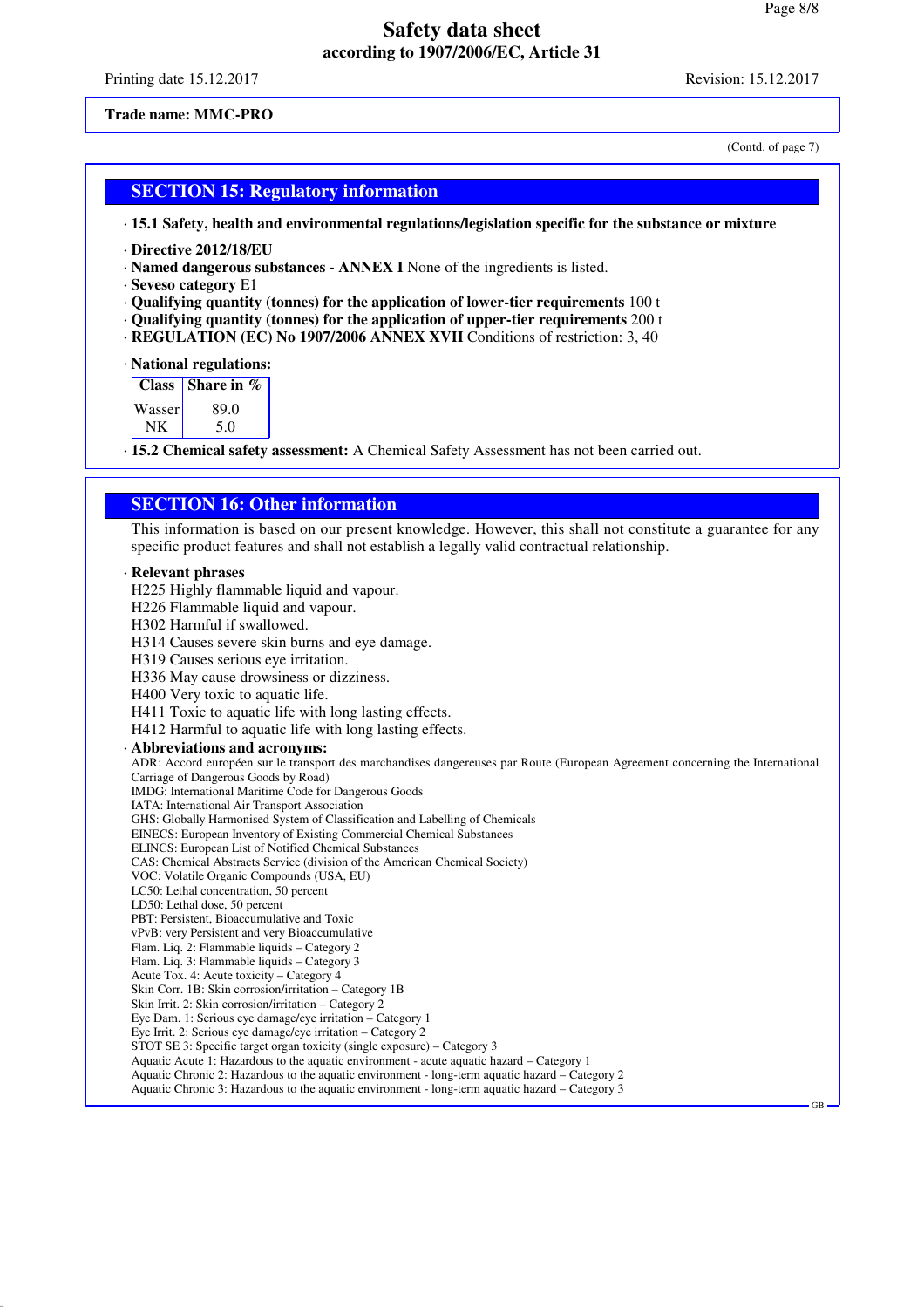# Safety data sheet
**according to 1907/2006/EC, Article 31**

Printing date 15.12.2017 Revision: 15.12.2017

**Trade name: MMC-PRO**

(Contd. of page 7)

## SECTION 15: Regulatory information

· **15.1 Safety, health and environmental regulations/legislation specific for the substance or mixture**

· **Directive 2012/18/EU**
· **Named dangerous substances - ANNEX I** None of the ingredients is listed.
· **Seveso category** E1
· **Qualifying quantity (tonnes) for the application of lower-tier requirements** 100 t
· **Qualifying quantity (tonnes) for the application of upper-tier requirements** 200 t
· **REGULATION (EC) No 1907/2006 ANNEX XVII** Conditions of restriction: 3, 40

· **National regulations:**

| Class | Share in % |
|---|---|
| Wasser | 89.0 |
| NK | 5.0 |

· **15.2 Chemical safety assessment:** A Chemical Safety Assessment has not been carried out.

## SECTION 16: Other information

This information is based on our present knowledge. However, this shall not constitute a guarantee for any specific product features and shall not establish a legally valid contractual relationship.

· **Relevant phrases**
H225 Highly flammable liquid and vapour.
H226 Flammable liquid and vapour.
H302 Harmful if swallowed.
H314 Causes severe skin burns and eye damage.
H319 Causes serious eye irritation.
H336 May cause drowsiness or dizziness.
H400 Very toxic to aquatic life.
H411 Toxic to aquatic life with long lasting effects.
H412 Harmful to aquatic life with long lasting effects.

· **Abbreviations and acronyms:**
ADR: Accord européen sur le transport des marchandises dangereuses par Route (European Agreement concerning the International Carriage of Dangerous Goods by Road)
IMDG: International Maritime Code for Dangerous Goods
IATA: International Air Transport Association
GHS: Globally Harmonised System of Classification and Labelling of Chemicals
EINECS: European Inventory of Existing Commercial Chemical Substances
ELINCS: European List of Notified Chemical Substances
CAS: Chemical Abstracts Service (division of the American Chemical Society)
VOC: Volatile Organic Compounds (USA, EU)
LC50: Lethal concentration, 50 percent
LD50: Lethal dose, 50 percent
PBT: Persistent, Bioaccumulative and Toxic
vPvB: very Persistent and very Bioaccumulative
Flam. Liq. 2: Flammable liquids – Category 2
Flam. Liq. 3: Flammable liquids – Category 3
Acute Tox. 4: Acute toxicity – Category 4
Skin Corr. 1B: Skin corrosion/irritation – Category 1B
Skin Irrit. 2: Skin corrosion/irritation – Category 2
Eye Dam. 1: Serious eye damage/eye irritation – Category 1
Eye Irrit. 2: Serious eye damage/eye irritation – Category 2
STOT SE 3: Specific target organ toxicity (single exposure) – Category 3
Aquatic Acute 1: Hazardous to the aquatic environment - acute aquatic hazard – Category 1
Aquatic Chronic 2: Hazardous to the aquatic environment - long-term aquatic hazard – Category 2
Aquatic Chronic 3: Hazardous to the aquatic environment - long-term aquatic hazard – Category 3